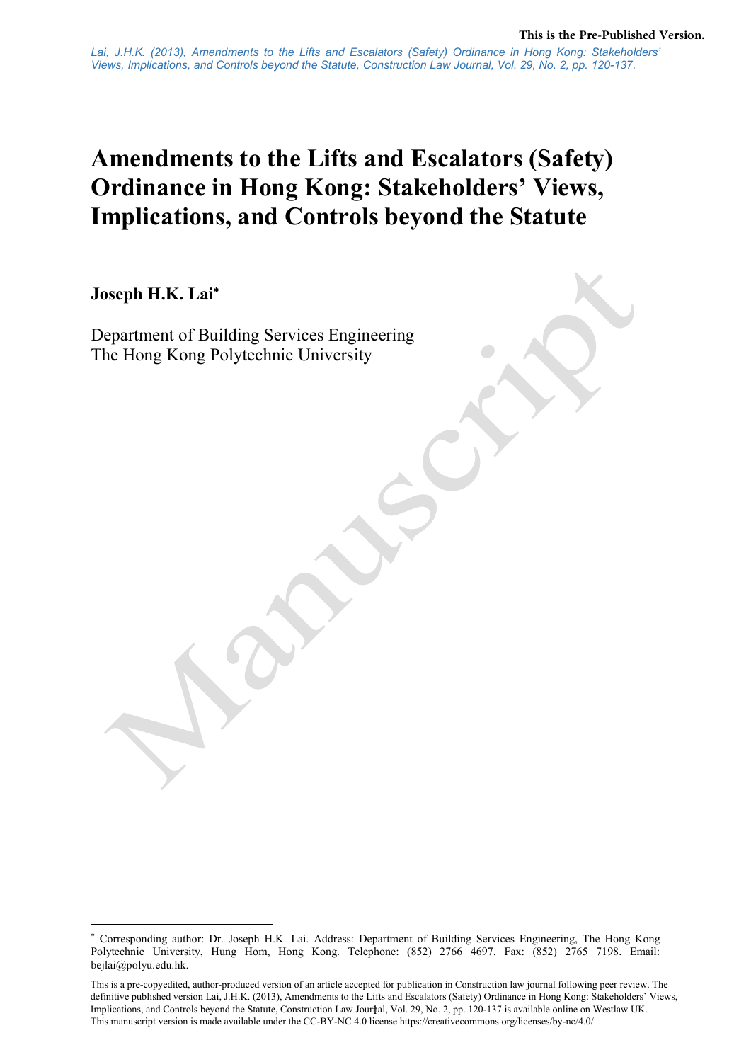This is the Pre-Published Version.

*Lai, J.H.K. (2013), Amendments to the Lifts and Escalators (Safety) Ordinance in Hong Kong: Stakeholders' Views, Implications, and Controls beyond the Statute, Construction Law Journal, Vol. 29, No. 2, pp. 120-137.*

# Amendments to the Lifts and Escalators (Safety) Ordinance in Hong Kong: Stakeholders' Views, Implications, and Controls beyond the Statute

**Joseph H.K. Lai***

Department of Building Services Engineering
The Hong Kong Polytechnic University

---

* Corresponding author: Dr. Joseph H.K. Lai. Address: Department of Building Services Engineering, The Hong Kong Polytechnic University, Hung Hom, Hong Kong. Telephone: (852) 2766 4697. Fax: (852) 2765 7198. Email: bejlai@polyu.edu.hk.

This is a pre-copyedited, author-produced version of an article accepted for publication in Construction law journal following peer review. The definitive published version Lai, J.H.K. (2013), Amendments to the Lifts and Escalators (Safety) Ordinance in Hong Kong: Stakeholders' Views, Implications, and Controls beyond the Statute, Construction Law Journal, Vol. 29, No. 2, pp. 120-137 is available online on Westlaw UK.
This manuscript version is made available under the CC-BY-NC 4.0 license https://creativecommons.org/licenses/by-nc/4.0/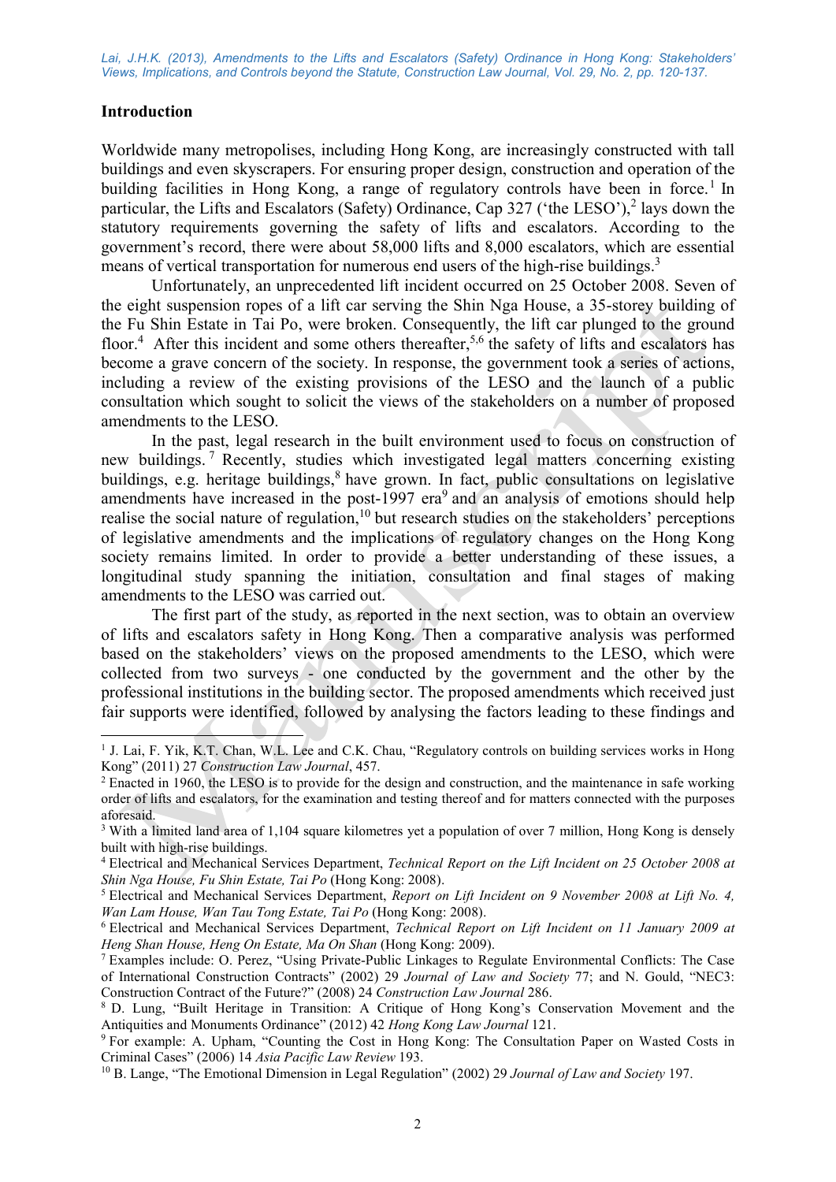## Introduction

Worldwide many metropolises, including Hong Kong, are increasingly constructed with tall buildings and even skyscrapers. For ensuring proper design, construction and operation of the building facilities in Hong Kong, a range of regulatory controls have been in force.[1] In particular, the Lifts and Escalators (Safety) Ordinance, Cap 327 ('the LESO'),[2] lays down the statutory requirements governing the safety of lifts and escalators. According to the government's record, there were about 58,000 lifts and 8,000 escalators, which are essential means of vertical transportation for numerous end users of the high-rise buildings.[3]

Unfortunately, an unprecedented lift incident occurred on 25 October 2008. Seven of the eight suspension ropes of a lift car serving the Shin Nga House, a 35-storey building of the Fu Shin Estate in Tai Po, were broken. Consequently, the lift car plunged to the ground floor.[4] After this incident and some others thereafter,[5,6] the safety of lifts and escalators has become a grave concern of the society. In response, the government took a series of actions, including a review of the existing provisions of the LESO and the launch of a public consultation which sought to solicit the views of the stakeholders on a number of proposed amendments to the LESO.

In the past, legal research in the built environment used to focus on construction of new buildings.[7] Recently, studies which investigated legal matters concerning existing buildings, e.g. heritage buildings,[8] have grown. In fact, public consultations on legislative amendments have increased in the post-1997 era[9] and an analysis of emotions should help realise the social nature of regulation,[10] but research studies on the stakeholders' perceptions of legislative amendments and the implications of regulatory changes on the Hong Kong society remains limited. In order to provide a better understanding of these issues, a longitudinal study spanning the initiation, consultation and final stages of making amendments to the LESO was carried out.

The first part of the study, as reported in the next section, was to obtain an overview of lifts and escalators safety in Hong Kong. Then a comparative analysis was performed based on the stakeholders' views on the proposed amendments to the LESO, which were collected from two surveys - one conducted by the government and the other by the professional institutions in the building sector. The proposed amendments which received just fair supports were identified, followed by analysing the factors leading to these findings and

---

[1] J. Lai, F. Yik, K.T. Chan, W.L. Lee and C.K. Chau, "Regulatory controls on building services works in Hong Kong" (2011) 27 *Construction Law Journal*, 457.

[2] Enacted in 1960, the LESO is to provide for the design and construction, and the maintenance in safe working order of lifts and escalators, for the examination and testing thereof and for matters connected with the purposes aforesaid.

[3] With a limited land area of 1,104 square kilometres yet a population of over 7 million, Hong Kong is densely built with high-rise buildings.

[4] Electrical and Mechanical Services Department, *Technical Report on the Lift Incident on 25 October 2008 at Shin Nga House, Fu Shin Estate, Tai Po* (Hong Kong: 2008).

[5] Electrical and Mechanical Services Department, *Report on Lift Incident on 9 November 2008 at Lift No. 4, Wan Lam House, Wan Tau Tong Estate, Tai Po* (Hong Kong: 2008).

[6] Electrical and Mechanical Services Department, *Technical Report on Lift Incident on 11 January 2009 at Heng Shan House, Heng On Estate, Ma On Shan* (Hong Kong: 2009).

[7] Examples include: O. Perez, "Using Private-Public Linkages to Regulate Environmental Conflicts: The Case of International Construction Contracts" (2002) 29 *Journal of Law and Society* 77; and N. Gould, "NEC3: Construction Contract of the Future?" (2008) 24 *Construction Law Journal* 286.

[8] D. Lung, "Built Heritage in Transition: A Critique of Hong Kong's Conservation Movement and the Antiquities and Monuments Ordinance" (2012) 42 *Hong Kong Law Journal* 121.

[9] For example: A. Upham, "Counting the Cost in Hong Kong: The Consultation Paper on Wasted Costs in Criminal Cases" (2006) 14 *Asia Pacific Law Review* 193.

[10] B. Lange, "The Emotional Dimension in Legal Regulation" (2002) 29 *Journal of Law and Society* 197.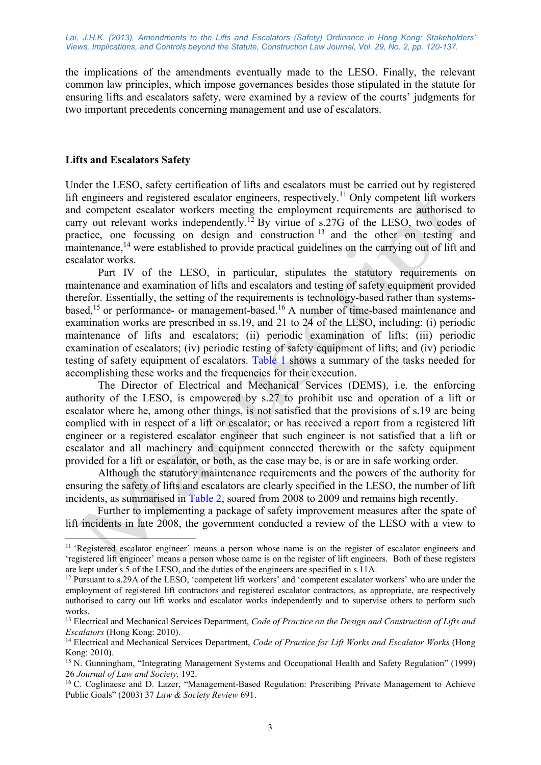the implications of the amendments eventually made to the LESO. Finally, the relevant common law principles, which impose governances besides those stipulated in the statute for ensuring lifts and escalators safety, were examined by a review of the courts' judgments for two important precedents concerning management and use of escalators.

## Lifts and Escalators Safety

Under the LESO, safety certification of lifts and escalators must be carried out by registered lift engineers and registered escalator engineers, respectively.[11] Only competent lift workers and competent escalator workers meeting the employment requirements are authorised to carry out relevant works independently.[12] By virtue of s.27G of the LESO, two codes of practice, one focussing on design and construction [13] and the other on testing and maintenance,[14] were established to provide practical guidelines on the carrying out of lift and escalator works.

Part IV of the LESO, in particular, stipulates the statutory requirements on maintenance and examination of lifts and escalators and testing of safety equipment provided therefor. Essentially, the setting of the requirements is technology-based rather than systems-based,[15] or performance- or management-based.[16] A number of time-based maintenance and examination works are prescribed in ss.19, and 21 to 24 of the LESO, including: (i) periodic maintenance of lifts and escalators; (ii) periodic examination of lifts; (iii) periodic examination of escalators; (iv) periodic testing of safety equipment of lifts; and (iv) periodic testing of safety equipment of escalators. Table 1 shows a summary of the tasks needed for accomplishing these works and the frequencies for their execution.

The Director of Electrical and Mechanical Services (DEMS), i.e. the enforcing authority of the LESO, is empowered by s.27 to prohibit use and operation of a lift or escalator where he, among other things, is not satisfied that the provisions of s.19 are being complied with in respect of a lift or escalator; or has received a report from a registered lift engineer or a registered escalator engineer that such engineer is not satisfied that a lift or escalator and all machinery and equipment connected therewith or the safety equipment provided for a lift or escalator, or both, as the case may be, is or are in safe working order.

Although the statutory maintenance requirements and the powers of the authority for ensuring the safety of lifts and escalators are clearly specified in the LESO, the number of lift incidents, as summarised in Table 2, soared from 2008 to 2009 and remains high recently.

Further to implementing a package of safety improvement measures after the spate of lift incidents in late 2008, the government conducted a review of the LESO with a view to

---

[11] 'Registered escalator engineer' means a person whose name is on the register of escalator engineers and 'registered lift engineer' means a person whose name is on the register of lift engineers. Both of these registers are kept under s.5 of the LESO, and the duties of the engineers are specified in s.11A.

[12] Pursuant to s.29A of the LESO, 'competent lift workers' and 'competent escalator workers' who are under the employment of registered lift contractors and registered escalator contractors, as appropriate, are respectively authorised to carry out lift works and escalator works independently and to supervise others to perform such works.

[13] Electrical and Mechanical Services Department, *Code of Practice on the Design and Construction of Lifts and Escalators* (Hong Kong: 2010).

[14] Electrical and Mechanical Services Department, *Code of Practice for Lift Works and Escalator Works* (Hong Kong: 2010).

[15] N. Gunningham, "Integrating Management Systems and Occupational Health and Safety Regulation" (1999) 26 *Journal of Law and Society,* 192.

[16] C. Coglinaese and D. Lazer, "Management-Based Regulation: Prescribing Private Management to Achieve Public Goals" (2003) 37 *Law & Society Review* 691.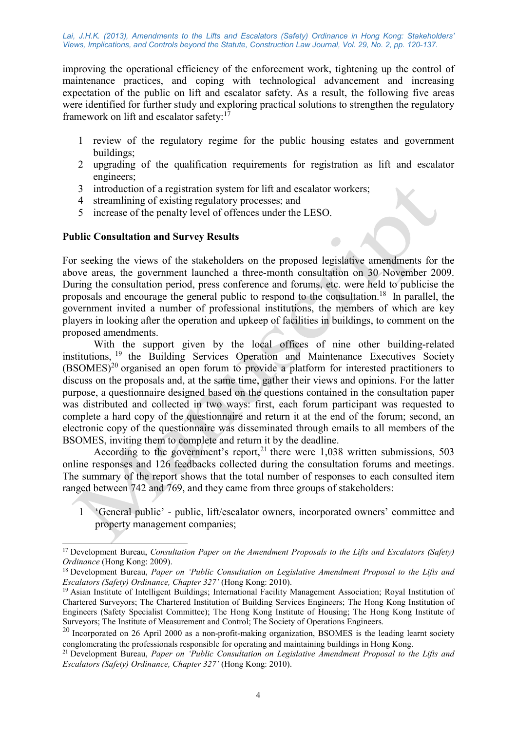improving the operational efficiency of the enforcement work, tightening up the control of maintenance practices, and coping with technological advancement and increasing expectation of the public on lift and escalator safety. As a result, the following five areas were identified for further study and exploring practical solutions to strengthen the regulatory framework on lift and escalator safety:[17]

1. review of the regulatory regime for the public housing estates and government buildings;
2. upgrading of the qualification requirements for registration as lift and escalator engineers;
3. introduction of a registration system for lift and escalator workers;
4. streamlining of existing regulatory processes; and
5. increase of the penalty level of offences under the LESO.

## Public Consultation and Survey Results

For seeking the views of the stakeholders on the proposed legislative amendments for the above areas, the government launched a three-month consultation on 30 November 2009. During the consultation period, press conference and forums, etc. were held to publicise the proposals and encourage the general public to respond to the consultation.[18] In parallel, the government invited a number of professional institutions, the members of which are key players in looking after the operation and upkeep of facilities in buildings, to comment on the proposed amendments.

With the support given by the local offices of nine other building-related institutions,[19] the Building Services Operation and Maintenance Executives Society (BSOMES)[20] organised an open forum to provide a platform for interested practitioners to discuss on the proposals and, at the same time, gather their views and opinions. For the latter purpose, a questionnaire designed based on the questions contained in the consultation paper was distributed and collected in two ways: first, each forum participant was requested to complete a hard copy of the questionnaire and return it at the end of the forum; second, an electronic copy of the questionnaire was disseminated through emails to all members of the BSOMES, inviting them to complete and return it by the deadline.

According to the government's report,[21] there were 1,038 written submissions, 503 online responses and 126 feedbacks collected during the consultation forums and meetings. The summary of the report shows that the total number of responses to each consulted item ranged between 742 and 769, and they came from three groups of stakeholders:

1. 'General public' - public, lift/escalator owners, incorporated owners' committee and property management companies;

---

[17] Development Bureau, *Consultation Paper on the Amendment Proposals to the Lifts and Escalators (Safety) Ordinance* (Hong Kong: 2009).

[18] Development Bureau, *Paper on 'Public Consultation on Legislative Amendment Proposal to the Lifts and Escalators (Safety) Ordinance, Chapter 327'* (Hong Kong: 2010).

[19] Asian Institute of Intelligent Buildings; International Facility Management Association; Royal Institution of Chartered Surveyors; The Chartered Institution of Building Services Engineers; The Hong Kong Institution of Engineers (Safety Specialist Committee); The Hong Kong Institute of Housing; The Hong Kong Institute of Surveyors; The Institute of Measurement and Control; The Society of Operations Engineers.

[20] Incorporated on 26 April 2000 as a non-profit-making organization, BSOMES is the leading learnt society conglomerating the professionals responsible for operating and maintaining buildings in Hong Kong.

[21] Development Bureau, *Paper on 'Public Consultation on Legislative Amendment Proposal to the Lifts and Escalators (Safety) Ordinance, Chapter 327'* (Hong Kong: 2010).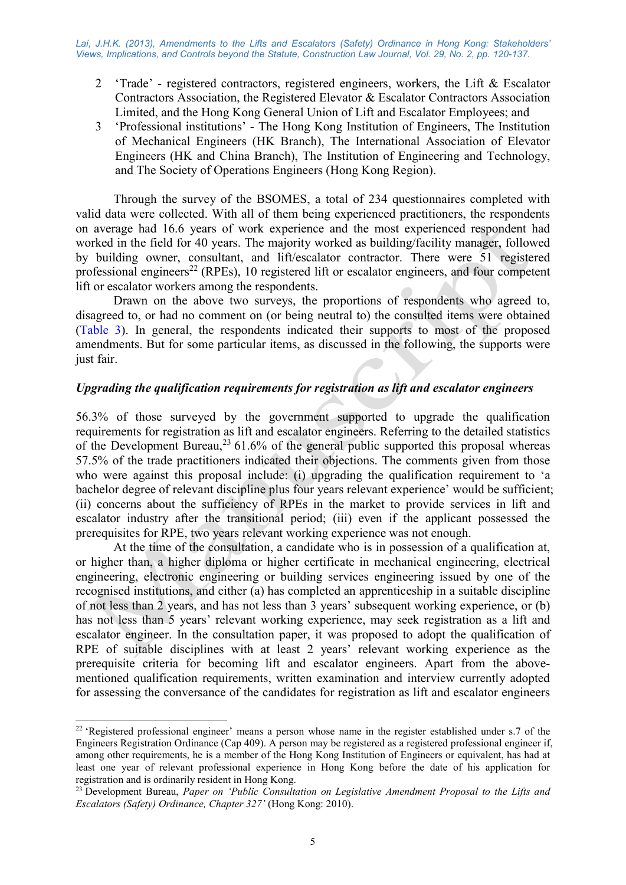2. 'Trade' - registered contractors, registered engineers, workers, the Lift & Escalator Contractors Association, the Registered Elevator & Escalator Contractors Association Limited, and the Hong Kong General Union of Lift and Escalator Employees; and
3. 'Professional institutions' - The Hong Kong Institution of Engineers, The Institution of Mechanical Engineers (HK Branch), The International Association of Elevator Engineers (HK and China Branch), The Institution of Engineering and Technology, and The Society of Operations Engineers (Hong Kong Region).

Through the survey of the BSOMES, a total of 234 questionnaires completed with valid data were collected. With all of them being experienced practitioners, the respondents on average had 16.6 years of work experience and the most experienced respondent had worked in the field for 40 years. The majority worked as building/facility manager, followed by building owner, consultant, and lift/escalator contractor. There were 51 registered professional engineers[22] (RPEs), 10 registered lift or escalator engineers, and four competent lift or escalator workers among the respondents.

Drawn on the above two surveys, the proportions of respondents who agreed to, disagreed to, or had no comment on (or being neutral to) the consulted items were obtained (Table 3). In general, the respondents indicated their supports to most of the proposed amendments. But for some particular items, as discussed in the following, the supports were just fair.

### *Upgrading the qualification requirements for registration as lift and escalator engineers*

56.3% of those surveyed by the government supported to upgrade the qualification requirements for registration as lift and escalator engineers. Referring to the detailed statistics of the Development Bureau,[23] 61.6% of the general public supported this proposal whereas 57.5% of the trade practitioners indicated their objections. The comments given from those who were against this proposal include: (i) upgrading the qualification requirement to 'a bachelor degree of relevant discipline plus four years relevant experience' would be sufficient; (ii) concerns about the sufficiency of RPEs in the market to provide services in lift and escalator industry after the transitional period; (iii) even if the applicant possessed the prerequisites for RPE, two years relevant working experience was not enough.

At the time of the consultation, a candidate who is in possession of a qualification at, or higher than, a higher diploma or higher certificate in mechanical engineering, electrical engineering, electronic engineering or building services engineering issued by one of the recognised institutions, and either (a) has completed an apprenticeship in a suitable discipline of not less than 2 years, and has not less than 3 years' subsequent working experience, or (b) has not less than 5 years' relevant working experience, may seek registration as a lift and escalator engineer. In the consultation paper, it was proposed to adopt the qualification of RPE of suitable disciplines with at least 2 years' relevant working experience as the prerequisite criteria for becoming lift and escalator engineers. Apart from the above-mentioned qualification requirements, written examination and interview currently adopted for assessing the conversance of the candidates for registration as lift and escalator engineers

---

[22] 'Registered professional engineer' means a person whose name in the register established under s.7 of the Engineers Registration Ordinance (Cap 409). A person may be registered as a registered professional engineer if, among other requirements, he is a member of the Hong Kong Institution of Engineers or equivalent, has had at least one year of relevant professional experience in Hong Kong before the date of his application for registration and is ordinarily resident in Hong Kong.

[23] Development Bureau, *Paper on 'Public Consultation on Legislative Amendment Proposal to the Lifts and Escalators (Safety) Ordinance, Chapter 327'* (Hong Kong: 2010).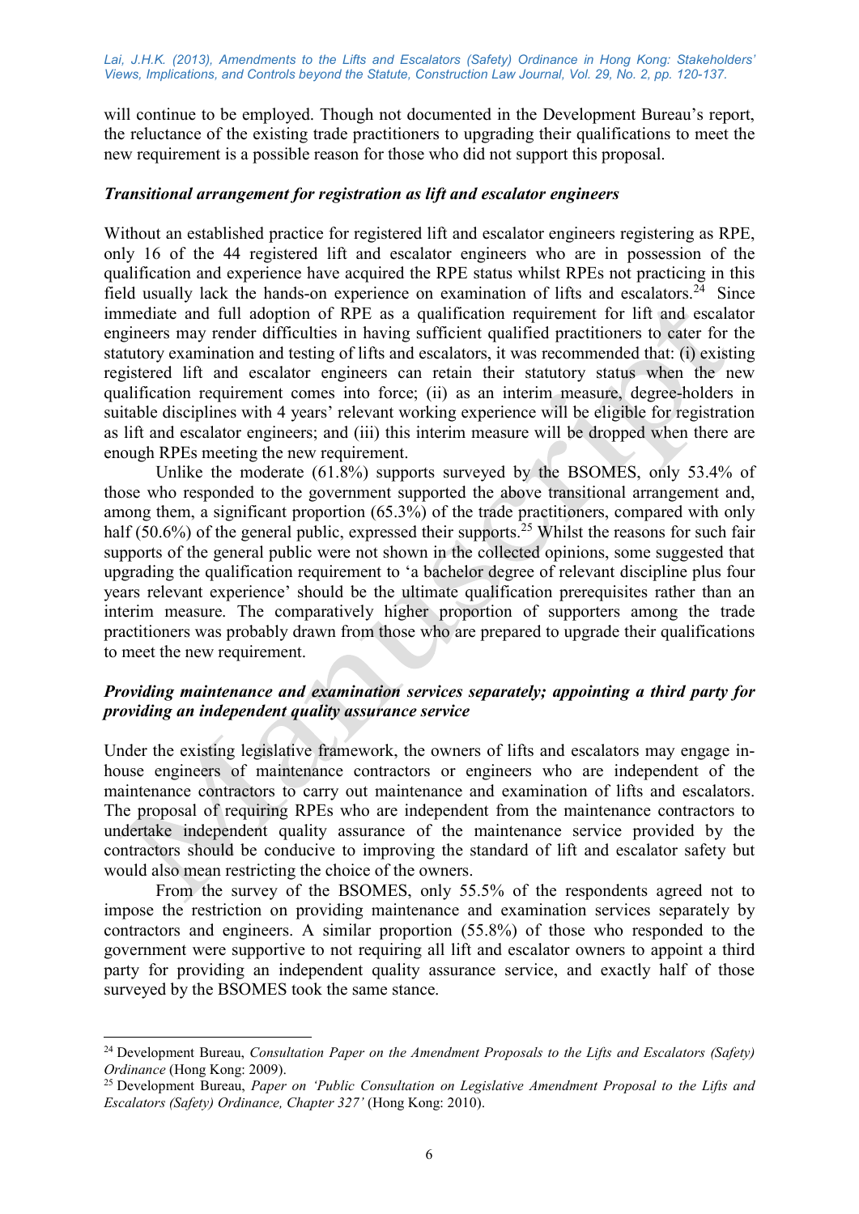will continue to be employed. Though not documented in the Development Bureau's report, the reluctance of the existing trade practitioners to upgrading their qualifications to meet the new requirement is a possible reason for those who did not support this proposal.

***Transitional arrangement for registration as lift and escalator engineers***

Without an established practice for registered lift and escalator engineers registering as RPE, only 16 of the 44 registered lift and escalator engineers who are in possession of the qualification and experience have acquired the RPE status whilst RPEs not practicing in this field usually lack the hands-on experience on examination of lifts and escalators.[24] Since immediate and full adoption of RPE as a qualification requirement for lift and escalator engineers may render difficulties in having sufficient qualified practitioners to cater for the statutory examination and testing of lifts and escalators, it was recommended that: (i) existing registered lift and escalator engineers can retain their statutory status when the new qualification requirement comes into force; (ii) as an interim measure, degree-holders in suitable disciplines with 4 years' relevant working experience will be eligible for registration as lift and escalator engineers; and (iii) this interim measure will be dropped when there are enough RPEs meeting the new requirement.

Unlike the moderate (61.8%) supports surveyed by the BSOMES, only 53.4% of those who responded to the government supported the above transitional arrangement and, among them, a significant proportion (65.3%) of the trade practitioners, compared with only half (50.6%) of the general public, expressed their supports.[25] Whilst the reasons for such fair supports of the general public were not shown in the collected opinions, some suggested that upgrading the qualification requirement to 'a bachelor degree of relevant discipline plus four years relevant experience' should be the ultimate qualification prerequisites rather than an interim measure. The comparatively higher proportion of supporters among the trade practitioners was probably drawn from those who are prepared to upgrade their qualifications to meet the new requirement.

***Providing maintenance and examination services separately; appointing a third party for providing an independent quality assurance service***

Under the existing legislative framework, the owners of lifts and escalators may engage in-house engineers of maintenance contractors or engineers who are independent of the maintenance contractors to carry out maintenance and examination of lifts and escalators. The proposal of requiring RPEs who are independent from the maintenance contractors to undertake independent quality assurance of the maintenance service provided by the contractors should be conducive to improving the standard of lift and escalator safety but would also mean restricting the choice of the owners.

From the survey of the BSOMES, only 55.5% of the respondents agreed not to impose the restriction on providing maintenance and examination services separately by contractors and engineers. A similar proportion (55.8%) of those who responded to the government were supportive to not requiring all lift and escalator owners to appoint a third party for providing an independent quality assurance service, and exactly half of those surveyed by the BSOMES took the same stance.

---

[24] Development Bureau, *Consultation Paper on the Amendment Proposals to the Lifts and Escalators (Safety) Ordinance* (Hong Kong: 2009).

[25] Development Bureau, *Paper on 'Public Consultation on Legislative Amendment Proposal to the Lifts and Escalators (Safety) Ordinance, Chapter 327'* (Hong Kong: 2010).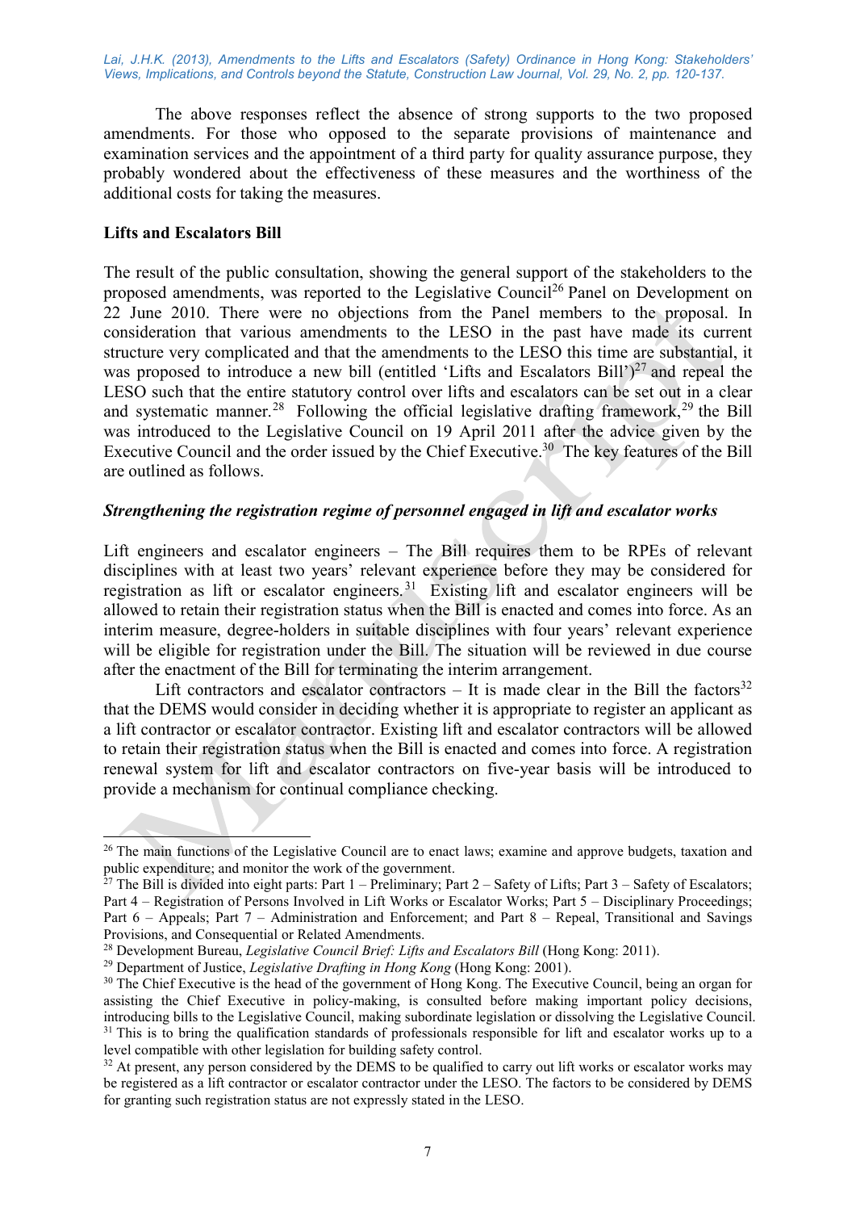The above responses reflect the absence of strong supports to the two proposed amendments. For those who opposed to the separate provisions of maintenance and examination services and the appointment of a third party for quality assurance purpose, they probably wondered about the effectiveness of these measures and the worthiness of the additional costs for taking the measures.

**Lifts and Escalators Bill**

The result of the public consultation, showing the general support of the stakeholders to the proposed amendments, was reported to the Legislative Council[26] Panel on Development on 22 June 2010. There were no objections from the Panel members to the proposal. In consideration that various amendments to the LESO in the past have made its current structure very complicated and that the amendments to the LESO this time are substantial, it was proposed to introduce a new bill (entitled 'Lifts and Escalators Bill')[27] and repeal the LESO such that the entire statutory control over lifts and escalators can be set out in a clear and systematic manner.[28] Following the official legislative drafting framework,[29] the Bill was introduced to the Legislative Council on 19 April 2011 after the advice given by the Executive Council and the order issued by the Chief Executive.[30] The key features of the Bill are outlined as follows.

***Strengthening the registration regime of personnel engaged in lift and escalator works***

Lift engineers and escalator engineers – The Bill requires them to be RPEs of relevant disciplines with at least two years' relevant experience before they may be considered for registration as lift or escalator engineers.[31] Existing lift and escalator engineers will be allowed to retain their registration status when the Bill is enacted and comes into force. As an interim measure, degree-holders in suitable disciplines with four years' relevant experience will be eligible for registration under the Bill. The situation will be reviewed in due course after the enactment of the Bill for terminating the interim arrangement.

Lift contractors and escalator contractors – It is made clear in the Bill the factors[32] that the DEMS would consider in deciding whether it is appropriate to register an applicant as a lift contractor or escalator contractor. Existing lift and escalator contractors will be allowed to retain their registration status when the Bill is enacted and comes into force. A registration renewal system for lift and escalator contractors on five-year basis will be introduced to provide a mechanism for continual compliance checking.

---

[26] The main functions of the Legislative Council are to enact laws; examine and approve budgets, taxation and public expenditure; and monitor the work of the government.

[27] The Bill is divided into eight parts: Part 1 – Preliminary; Part 2 – Safety of Lifts; Part 3 – Safety of Escalators; Part 4 – Registration of Persons Involved in Lift Works or Escalator Works; Part 5 – Disciplinary Proceedings; Part 6 – Appeals; Part 7 – Administration and Enforcement; and Part 8 – Repeal, Transitional and Savings Provisions, and Consequential or Related Amendments.

[28] Development Bureau, *Legislative Council Brief: Lifts and Escalators Bill* (Hong Kong: 2011).

[29] Department of Justice, *Legislative Drafting in Hong Kong* (Hong Kong: 2001).

[30] The Chief Executive is the head of the government of Hong Kong. The Executive Council, being an organ for assisting the Chief Executive in policy-making, is consulted before making important policy decisions, introducing bills to the Legislative Council, making subordinate legislation or dissolving the Legislative Council.

[31] This is to bring the qualification standards of professionals responsible for lift and escalator works up to a level compatible with other legislation for building safety control.

[32] At present, any person considered by the DEMS to be qualified to carry out lift works or escalator works may be registered as a lift contractor or escalator contractor under the LESO. The factors to be considered by DEMS for granting such registration status are not expressly stated in the LESO.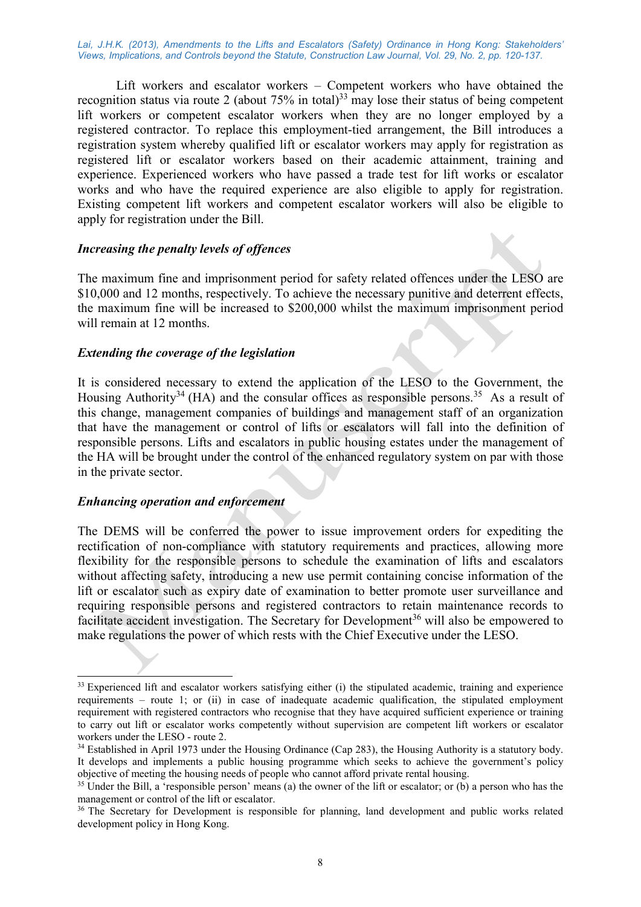Lift workers and escalator workers – Competent workers who have obtained the recognition status via route 2 (about 75% in total)[33] may lose their status of being competent lift workers or competent escalator workers when they are no longer employed by a registered contractor. To replace this employment-tied arrangement, the Bill introduces a registration system whereby qualified lift or escalator workers may apply for registration as registered lift or escalator workers based on their academic attainment, training and experience. Experienced workers who have passed a trade test for lift works or escalator works and who have the required experience are also eligible to apply for registration. Existing competent lift workers and competent escalator workers will also be eligible to apply for registration under the Bill.

### *Increasing the penalty levels of offences*

The maximum fine and imprisonment period for safety related offences under the LESO are $10,000 and 12 months, respectively. To achieve the necessary punitive and deterrent effects, the maximum fine will be increased to $200,000 whilst the maximum imprisonment period will remain at 12 months.

### *Extending the coverage of the legislation*

It is considered necessary to extend the application of the LESO to the Government, the Housing Authority[34] (HA) and the consular offices as responsible persons.[35] As a result of this change, management companies of buildings and management staff of an organization that have the management or control of lifts or escalators will fall into the definition of responsible persons. Lifts and escalators in public housing estates under the management of the HA will be brought under the control of the enhanced regulatory system on par with those in the private sector.

### *Enhancing operation and enforcement*

The DEMS will be conferred the power to issue improvement orders for expediting the rectification of non-compliance with statutory requirements and practices, allowing more flexibility for the responsible persons to schedule the examination of lifts and escalators without affecting safety, introducing a new use permit containing concise information of the lift or escalator such as expiry date of examination to better promote user surveillance and requiring responsible persons and registered contractors to retain maintenance records to facilitate accident investigation. The Secretary for Development[36] will also be empowered to make regulations the power of which rests with the Chief Executive under the LESO.

---

[33] Experienced lift and escalator workers satisfying either (i) the stipulated academic, training and experience requirements – route 1; or (ii) in case of inadequate academic qualification, the stipulated employment requirement with registered contractors who recognise that they have acquired sufficient experience or training to carry out lift or escalator works competently without supervision are competent lift workers or escalator workers under the LESO - route 2.

[34] Established in April 1973 under the Housing Ordinance (Cap 283), the Housing Authority is a statutory body. It develops and implements a public housing programme which seeks to achieve the government's policy objective of meeting the housing needs of people who cannot afford private rental housing.

[35] Under the Bill, a 'responsible person' means (a) the owner of the lift or escalator; or (b) a person who has the management or control of the lift or escalator.

[36] The Secretary for Development is responsible for planning, land development and public works related development policy in Hong Kong.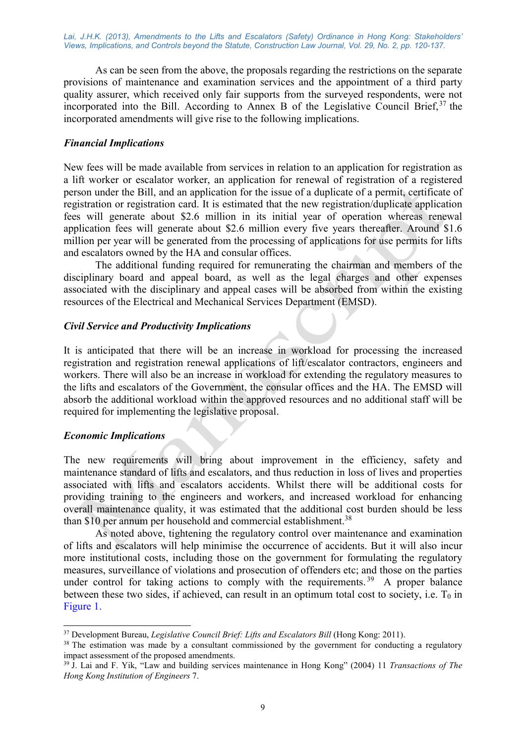As can be seen from the above, the proposals regarding the restrictions on the separate provisions of maintenance and examination services and the appointment of a third party quality assurer, which received only fair supports from the surveyed respondents, were not incorporated into the Bill. According to Annex B of the Legislative Council Brief,[37] the incorporated amendments will give rise to the following implications.

### *Financial Implications*

New fees will be made available from services in relation to an application for registration as a lift worker or escalator worker, an application for renewal of registration of a registered person under the Bill, and an application for the issue of a duplicate of a permit, certificate of registration or registration card. It is estimated that the new registration/duplicate application fees will generate about $2.6 million in its initial year of operation whereas renewal application fees will generate about $2.6 million every five years thereafter. Around $1.6 million per year will be generated from the processing of applications for use permits for lifts and escalators owned by the HA and consular offices.

The additional funding required for remunerating the chairman and members of the disciplinary board and appeal board, as well as the legal charges and other expenses associated with the disciplinary and appeal cases will be absorbed from within the existing resources of the Electrical and Mechanical Services Department (EMSD).

### *Civil Service and Productivity Implications*

It is anticipated that there will be an increase in workload for processing the increased registration and registration renewal applications of lift/escalator contractors, engineers and workers. There will also be an increase in workload for extending the regulatory measures to the lifts and escalators of the Government, the consular offices and the HA. The EMSD will absorb the additional workload within the approved resources and no additional staff will be required for implementing the legislative proposal.

### *Economic Implications*

The new requirements will bring about improvement in the efficiency, safety and maintenance standard of lifts and escalators, and thus reduction in loss of lives and properties associated with lifts and escalators accidents. Whilst there will be additional costs for providing training to the engineers and workers, and increased workload for enhancing overall maintenance quality, it was estimated that the additional cost burden should be less than $10 per annum per household and commercial establishment.[38]

As noted above, tightening the regulatory control over maintenance and examination of lifts and escalators will help minimise the occurrence of accidents. But it will also incur more institutional costs, including those on the government for formulating the regulatory measures, surveillance of violations and prosecution of offenders etc; and those on the parties under control for taking actions to comply with the requirements.[39] A proper balance between these two sides, if achieved, can result in an optimum total cost to society, i.e. $T_0$ in Figure 1.

---

[37] Development Bureau, *Legislative Council Brief: Lifts and Escalators Bill* (Hong Kong: 2011).

[38] The estimation was made by a consultant commissioned by the government for conducting a regulatory impact assessment of the proposed amendments.

[39] J. Lai and F. Yik, "Law and building services maintenance in Hong Kong" (2004) 11 *Transactions of The Hong Kong Institution of Engineers* 7.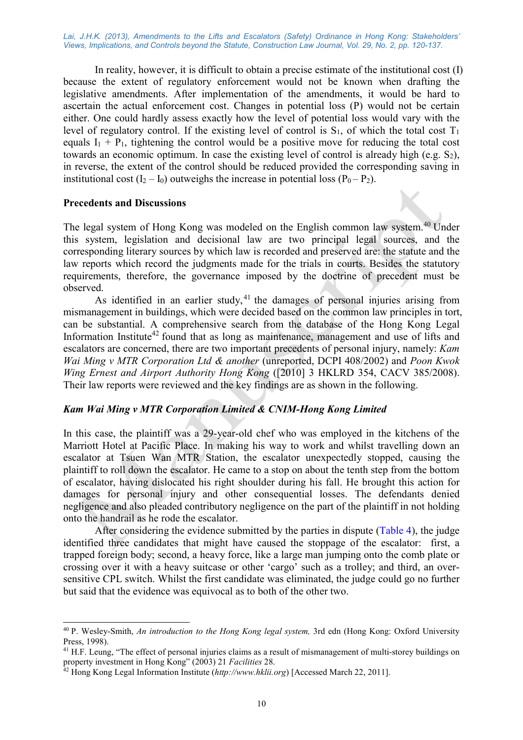In reality, however, it is difficult to obtain a precise estimate of the institutional cost (I) because the extent of regulatory enforcement would not be known when drafting the legislative amendments. After implementation of the amendments, it would be hard to ascertain the actual enforcement cost. Changes in potential loss (P) would not be certain either. One could hardly assess exactly how the level of potential loss would vary with the level of regulatory control. If the existing level of control is $S_1$, of which the total cost $T_1$ equals $I_1 + P_1$, tightening the control would be a positive move for reducing the total cost towards an economic optimum. In case the existing level of control is already high (e.g. $S_2$), in reverse, the extent of the control should be reduced provided the corresponding saving in institutional cost ($I_2 – I_0$) outweighs the increase in potential loss ($P_0 – P_2$).

## Precedents and Discussions

The legal system of Hong Kong was modeled on the English common law system.[40] Under this system, legislation and decisional law are two principal legal sources, and the corresponding literary sources by which law is recorded and preserved are: the statute and the law reports which record the judgments made for the trials in courts. Besides the statutory requirements, therefore, the governance imposed by the doctrine of precedent must be observed.

As identified in an earlier study,[41] the damages of personal injuries arising from mismanagement in buildings, which were decided based on the common law principles in tort, can be substantial. A comprehensive search from the database of the Hong Kong Legal Information Institute[42] found that as long as maintenance, management and use of lifts and escalators are concerned, there are two important precedents of personal injury, namely: *Kam Wai Ming v MTR Corporation Ltd & another* (unreported, DCPI 408/2002) and *Poon Kwok Wing Ernest and Airport Authority Hong Kong* ([2010] 3 HKLRD 354, CACV 385/2008). Their law reports were reviewed and the key findings are as shown in the following.

### *Kam Wai Ming v MTR Corporation Limited & CNIM-Hong Kong Limited*

In this case, the plaintiff was a 29-year-old chef who was employed in the kitchens of the Marriott Hotel at Pacific Place. In making his way to work and whilst travelling down an escalator at Tsuen Wan MTR Station, the escalator unexpectedly stopped, causing the plaintiff to roll down the escalator. He came to a stop on about the tenth step from the bottom of escalator, having dislocated his right shoulder during his fall. He brought this action for damages for personal injury and other consequential losses. The defendants denied negligence and also pleaded contributory negligence on the part of the plaintiff in not holding onto the handrail as he rode the escalator.

After considering the evidence submitted by the parties in dispute (Table 4), the judge identified three candidates that might have caused the stoppage of the escalator: first, a trapped foreign body; second, a heavy force, like a large man jumping onto the comb plate or crossing over it with a heavy suitcase or other 'cargo' such as a trolley; and third, an over-sensitive CPL switch. Whilst the first candidate was eliminated, the judge could go no further but said that the evidence was equivocal as to both of the other two.

---

[40] P. Wesley-Smith, *An introduction to the Hong Kong legal system,* 3rd edn (Hong Kong: Oxford University Press, 1998).

[41] H.F. Leung, "The effect of personal injuries claims as a result of mismanagement of multi-storey buildings on property investment in Hong Kong" (2003) 21 *Facilities* 28.

[42] Hong Kong Legal Information Institute (*http://www.hklii.org*) [Accessed March 22, 2011].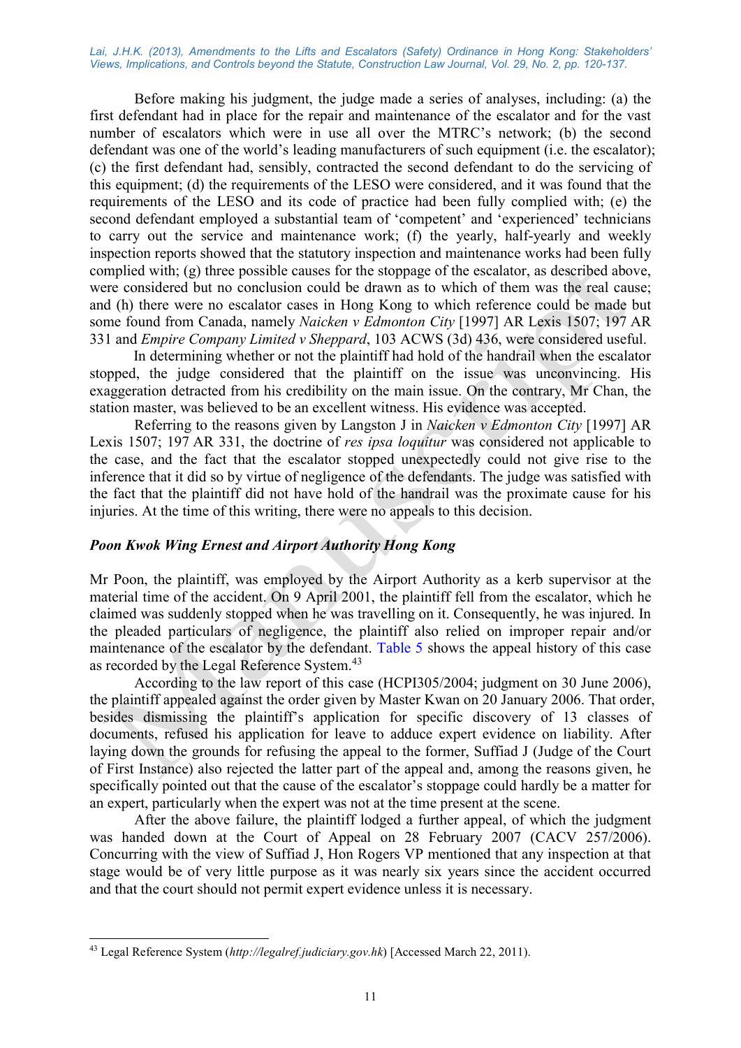Before making his judgment, the judge made a series of analyses, including: (a) the first defendant had in place for the repair and maintenance of the escalator and for the vast number of escalators which were in use all over the MTRC's network; (b) the second defendant was one of the world's leading manufacturers of such equipment (i.e. the escalator); (c) the first defendant had, sensibly, contracted the second defendant to do the servicing of this equipment; (d) the requirements of the LESO were considered, and it was found that the requirements of the LESO and its code of practice had been fully complied with; (e) the second defendant employed a substantial team of 'competent' and 'experienced' technicians to carry out the service and maintenance work; (f) the yearly, half-yearly and weekly inspection reports showed that the statutory inspection and maintenance works had been fully complied with; (g) three possible causes for the stoppage of the escalator, as described above, were considered but no conclusion could be drawn as to which of them was the real cause; and (h) there were no escalator cases in Hong Kong to which reference could be made but some found from Canada, namely *Naicken v Edmonton City* [1997] AR Lexis 1507; 197 AR 331 and *Empire Company Limited v Sheppard*, 103 ACWS (3d) 436, were considered useful.

In determining whether or not the plaintiff had hold of the handrail when the escalator stopped, the judge considered that the plaintiff on the issue was unconvincing. His exaggeration detracted from his credibility on the main issue. On the contrary, Mr Chan, the station master, was believed to be an excellent witness. His evidence was accepted.

Referring to the reasons given by Langston J in *Naicken v Edmonton City* [1997] AR Lexis 1507; 197 AR 331, the doctrine of *res ipsa loquitur* was considered not applicable to the case, and the fact that the escalator stopped unexpectedly could not give rise to the inference that it did so by virtue of negligence of the defendants. The judge was satisfied with the fact that the plaintiff did not have hold of the handrail was the proximate cause for his injuries. At the time of this writing, there were no appeals to this decision.

### *Poon Kwok Wing Ernest and Airport Authority Hong Kong*

Mr Poon, the plaintiff, was employed by the Airport Authority as a kerb supervisor at the material time of the accident. On 9 April 2001, the plaintiff fell from the escalator, which he claimed was suddenly stopped when he was travelling on it. Consequently, he was injured. In the pleaded particulars of negligence, the plaintiff also relied on improper repair and/or maintenance of the escalator by the defendant. Table 5 shows the appeal history of this case as recorded by the Legal Reference System.[43]

According to the law report of this case (HCPI305/2004; judgment on 30 June 2006), the plaintiff appealed against the order given by Master Kwan on 20 January 2006. That order, besides dismissing the plaintiff's application for specific discovery of 13 classes of documents, refused his application for leave to adduce expert evidence on liability. After laying down the grounds for refusing the appeal to the former, Suffiad J (Judge of the Court of First Instance) also rejected the latter part of the appeal and, among the reasons given, he specifically pointed out that the cause of the escalator's stoppage could hardly be a matter for an expert, particularly when the expert was not at the time present at the scene.

After the above failure, the plaintiff lodged a further appeal, of which the judgment was handed down at the Court of Appeal on 28 February 2007 (CACV 257/2006). Concurring with the view of Suffiad J, Hon Rogers VP mentioned that any inspection at that stage would be of very little purpose as it was nearly six years since the accident occurred and that the court should not permit expert evidence unless it is necessary.

---

[43] Legal Reference System (*http://legalref.judiciary.gov.hk*) [Accessed March 22, 2011).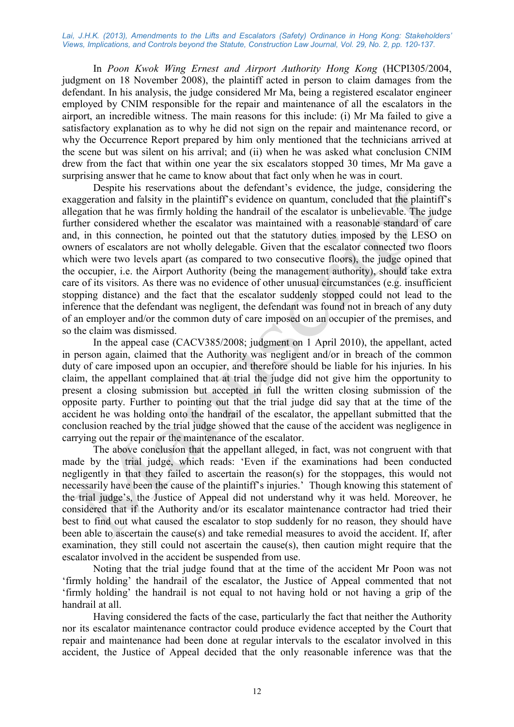In *Poon Kwok Wing Ernest and Airport Authority Hong Kong* (HCPI305/2004, judgment on 18 November 2008), the plaintiff acted in person to claim damages from the defendant. In his analysis, the judge considered Mr Ma, being a registered escalator engineer employed by CNIM responsible for the repair and maintenance of all the escalators in the airport, an incredible witness. The main reasons for this include: (i) Mr Ma failed to give a satisfactory explanation as to why he did not sign on the repair and maintenance record, or why the Occurrence Report prepared by him only mentioned that the technicians arrived at the scene but was silent on his arrival; and (ii) when he was asked what conclusion CNIM drew from the fact that within one year the six escalators stopped 30 times, Mr Ma gave a surprising answer that he came to know about that fact only when he was in court.

Despite his reservations about the defendant's evidence, the judge, considering the exaggeration and falsity in the plaintiff's evidence on quantum, concluded that the plaintiff's allegation that he was firmly holding the handrail of the escalator is unbelievable. The judge further considered whether the escalator was maintained with a reasonable standard of care and, in this connection, he pointed out that the statutory duties imposed by the LESO on owners of escalators are not wholly delegable. Given that the escalator connected two floors which were two levels apart (as compared to two consecutive floors), the judge opined that the occupier, i.e. the Airport Authority (being the management authority), should take extra care of its visitors. As there was no evidence of other unusual circumstances (e.g. insufficient stopping distance) and the fact that the escalator suddenly stopped could not lead to the inference that the defendant was negligent, the defendant was found not in breach of any duty of an employer and/or the common duty of care imposed on an occupier of the premises, and so the claim was dismissed.

In the appeal case (CACV385/2008; judgment on 1 April 2010), the appellant, acted in person again, claimed that the Authority was negligent and/or in breach of the common duty of care imposed upon an occupier, and therefore should be liable for his injuries. In his claim, the appellant complained that at trial the judge did not give him the opportunity to present a closing submission but accepted in full the written closing submission of the opposite party. Further to pointing out that the trial judge did say that at the time of the accident he was holding onto the handrail of the escalator, the appellant submitted that the conclusion reached by the trial judge showed that the cause of the accident was negligence in carrying out the repair or the maintenance of the escalator.

The above conclusion that the appellant alleged, in fact, was not congruent with that made by the trial judge, which reads: 'Even if the examinations had been conducted negligently in that they failed to ascertain the reason(s) for the stoppages, this would not necessarily have been the cause of the plaintiff's injuries.' Though knowing this statement of the trial judge's, the Justice of Appeal did not understand why it was held. Moreover, he considered that if the Authority and/or its escalator maintenance contractor had tried their best to find out what caused the escalator to stop suddenly for no reason, they should have been able to ascertain the cause(s) and take remedial measures to avoid the accident. If, after examination, they still could not ascertain the cause(s), then caution might require that the escalator involved in the accident be suspended from use.

Noting that the trial judge found that at the time of the accident Mr Poon was not 'firmly holding' the handrail of the escalator, the Justice of Appeal commented that not 'firmly holding' the handrail is not equal to not having hold or not having a grip of the handrail at all.

Having considered the facts of the case, particularly the fact that neither the Authority nor its escalator maintenance contractor could produce evidence accepted by the Court that repair and maintenance had been done at regular intervals to the escalator involved in this accident, the Justice of Appeal decided that the only reasonable inference was that the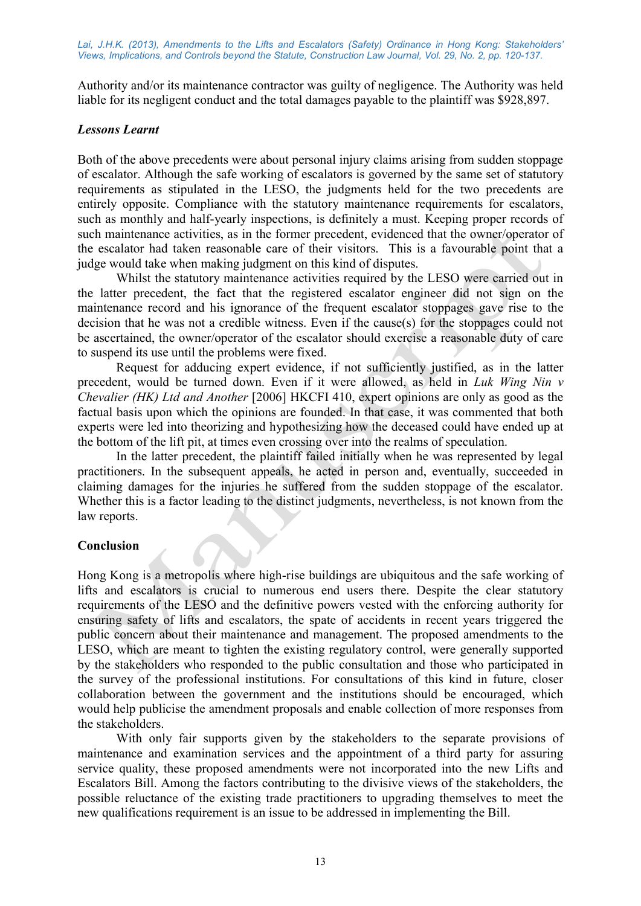Authority and/or its maintenance contractor was guilty of negligence. The Authority was held liable for its negligent conduct and the total damages payable to the plaintiff was $928,897.

### *Lessons Learnt*

Both of the above precedents were about personal injury claims arising from sudden stoppage of escalator. Although the safe working of escalators is governed by the same set of statutory requirements as stipulated in the LESO, the judgments held for the two precedents are entirely opposite. Compliance with the statutory maintenance requirements for escalators, such as monthly and half-yearly inspections, is definitely a must. Keeping proper records of such maintenance activities, as in the former precedent, evidenced that the owner/operator of the escalator had taken reasonable care of their visitors. This is a favourable point that a judge would take when making judgment on this kind of disputes.

Whilst the statutory maintenance activities required by the LESO were carried out in the latter precedent, the fact that the registered escalator engineer did not sign on the maintenance record and his ignorance of the frequent escalator stoppages gave rise to the decision that he was not a credible witness. Even if the cause(s) for the stoppages could not be ascertained, the owner/operator of the escalator should exercise a reasonable duty of care to suspend its use until the problems were fixed.

Request for adducing expert evidence, if not sufficiently justified, as in the latter precedent, would be turned down. Even if it were allowed, as held in *Luk Wing Nin v Chevalier (HK) Ltd and Another* [2006] HKCFI 410, expert opinions are only as good as the factual basis upon which the opinions are founded. In that case, it was commented that both experts were led into theorizing and hypothesizing how the deceased could have ended up at the bottom of the lift pit, at times even crossing over into the realms of speculation.

In the latter precedent, the plaintiff failed initially when he was represented by legal practitioners. In the subsequent appeals, he acted in person and, eventually, succeeded in claiming damages for the injuries he suffered from the sudden stoppage of the escalator. Whether this is a factor leading to the distinct judgments, nevertheless, is not known from the law reports.

## Conclusion

Hong Kong is a metropolis where high-rise buildings are ubiquitous and the safe working of lifts and escalators is crucial to numerous end users there. Despite the clear statutory requirements of the LESO and the definitive powers vested with the enforcing authority for ensuring safety of lifts and escalators, the spate of accidents in recent years triggered the public concern about their maintenance and management. The proposed amendments to the LESO, which are meant to tighten the existing regulatory control, were generally supported by the stakeholders who responded to the public consultation and those who participated in the survey of the professional institutions. For consultations of this kind in future, closer collaboration between the government and the institutions should be encouraged, which would help publicise the amendment proposals and enable collection of more responses from the stakeholders.

With only fair supports given by the stakeholders to the separate provisions of maintenance and examination services and the appointment of a third party for assuring service quality, these proposed amendments were not incorporated into the new Lifts and Escalators Bill. Among the factors contributing to the divisive views of the stakeholders, the possible reluctance of the existing trade practitioners to upgrading themselves to meet the new qualifications requirement is an issue to be addressed in implementing the Bill.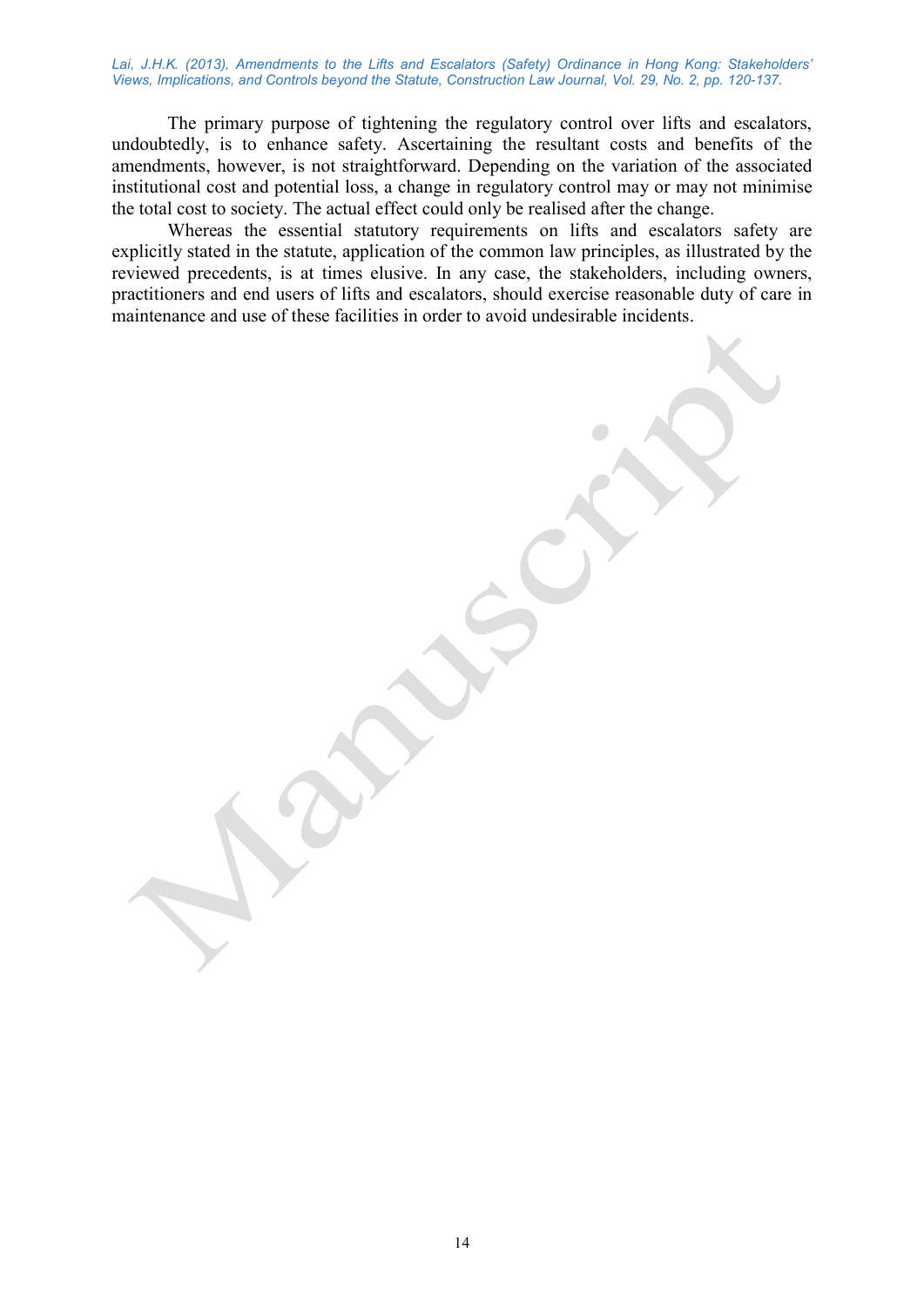The primary purpose of tightening the regulatory control over lifts and escalators, undoubtedly, is to enhance safety. Ascertaining the resultant costs and benefits of the amendments, however, is not straightforward. Depending on the variation of the associated institutional cost and potential loss, a change in regulatory control may or may not minimise the total cost to society. The actual effect could only be realised after the change.

Whereas the essential statutory requirements on lifts and escalators safety are explicitly stated in the statute, application of the common law principles, as illustrated by the reviewed precedents, is at times elusive. In any case, the stakeholders, including owners, practitioners and end users of lifts and escalators, should exercise reasonable duty of care in maintenance and use of these facilities in order to avoid undesirable incidents.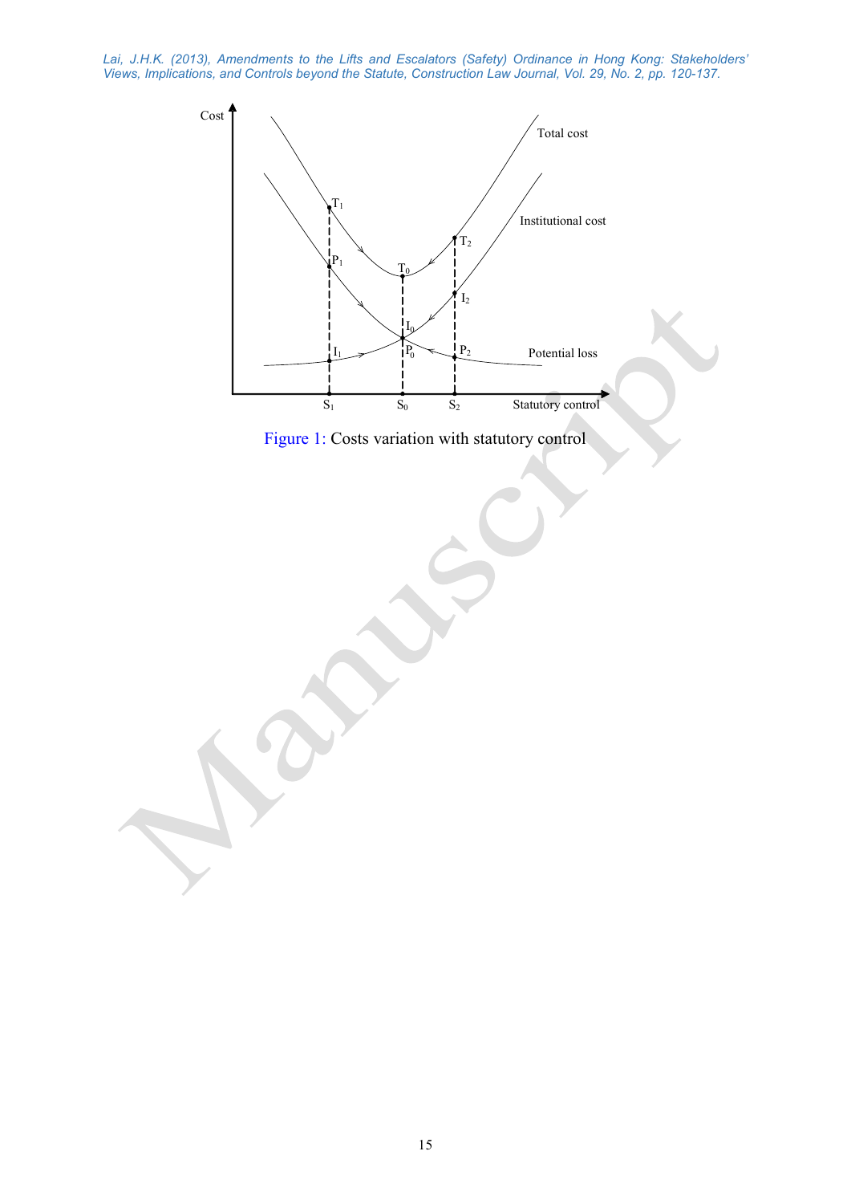Figure 1: Costs variation with statutory control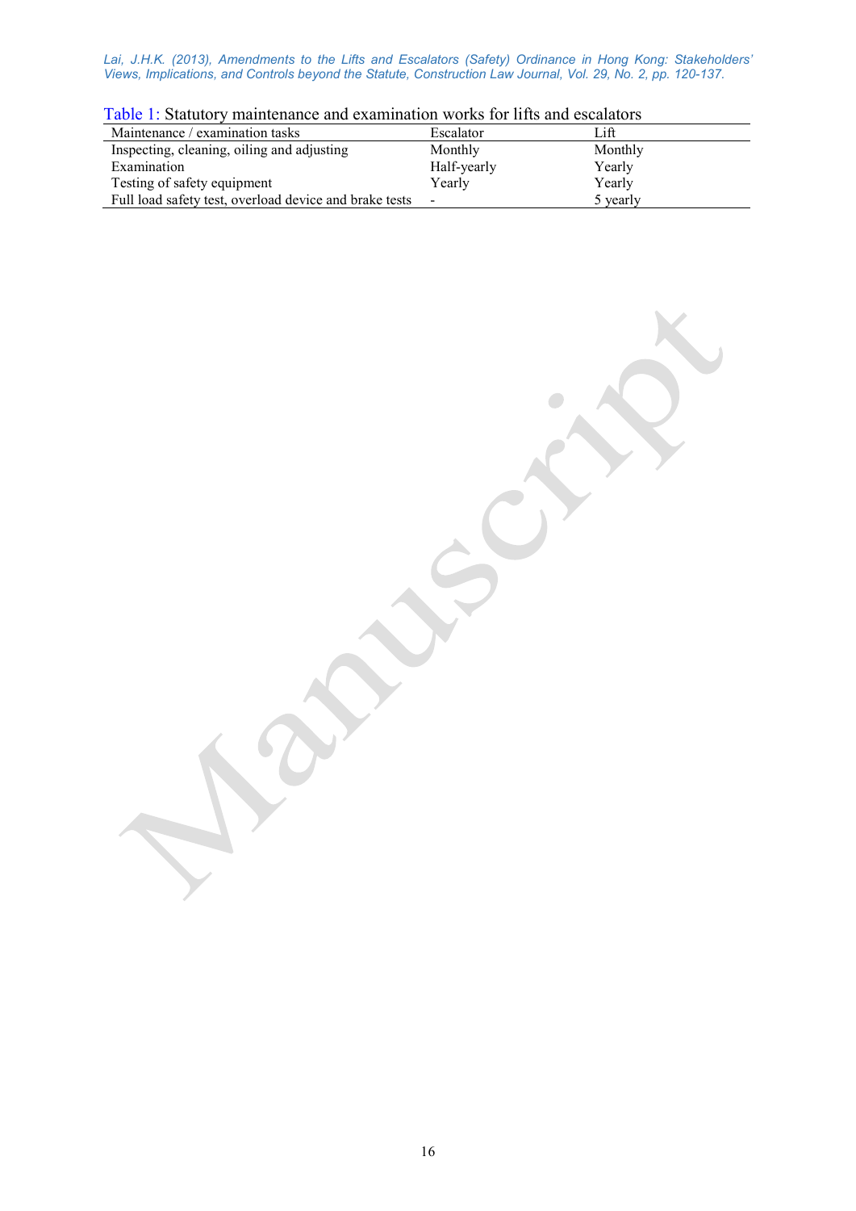Table 1: Statutory maintenance and examination works for lifts and escalators

| Maintenance / examination tasks | Escalator | Lift |
|---|---|---|
| Inspecting, cleaning, oiling and adjusting | Monthly | Monthly |
| Examination | Half-yearly | Yearly |
| Testing of safety equipment | Yearly | Yearly |
| Full load safety test, overload device and brake tests | - | 5 yearly |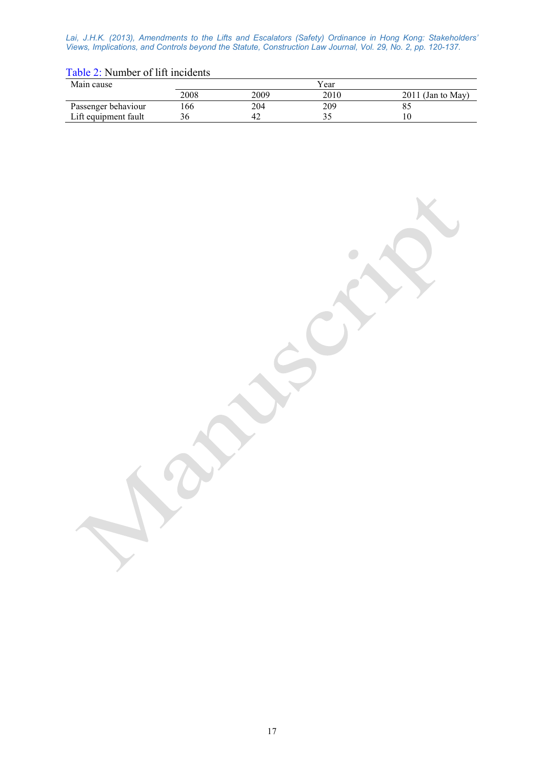Table 2: Number of lift incidents

| Main cause | Year | | | |
|---|---|---|---|---|
| | 2008 | 2009 | 2010 | 2011 (Jan to May) |
| Passenger behaviour | 166 | 204 | 209 | 85 |
| Lift equipment fault | 36 | 42 | 35 | 10 |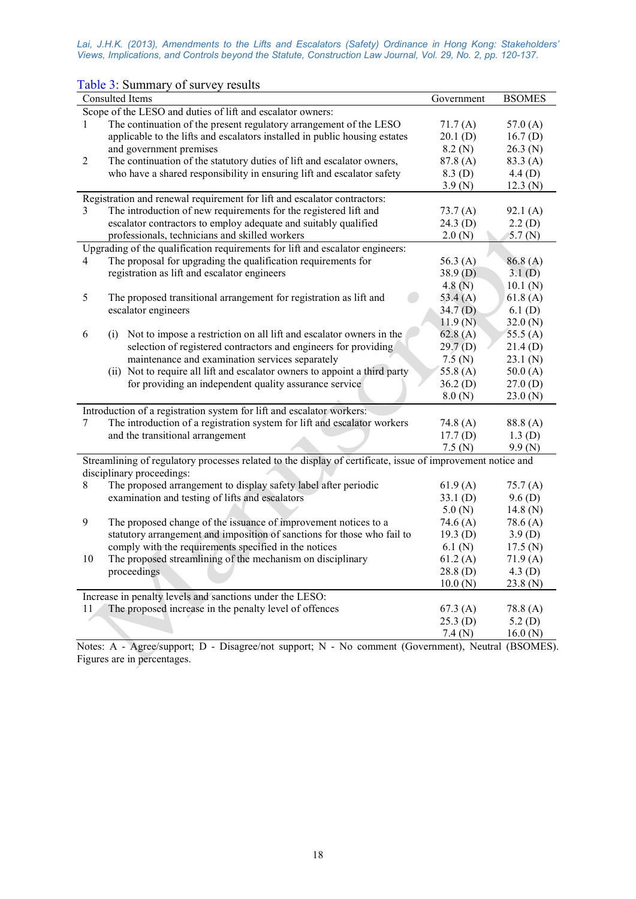Lai, J.H.K. (2013), Amendments to the Lifts and Escalators (Safety) Ordinance in Hong Kong: Stakeholders' Views, Implications, and Controls beyond the Statute, Construction Law Journal, Vol. 29, No. 2, pp. 120-137.

Table 3: Summary of survey results

| Consulted Items | | Government | BSOMES |
|---|---|---|---|
| Scope of the LESO and duties of lift and escalator owners: | | | |
| 1 | The continuation of the present regulatory arrangement of the LESO applicable to the lifts and escalators installed in public housing estates and government premises | 71.7 (A)<br>20.1 (D)<br>8.2 (N) | 57.0 (A)<br>16.7 (D)<br>26.3 (N) |
| 2 | The continuation of the statutory duties of lift and escalator owners, who have a shared responsibility in ensuring lift and escalator safety | 87.8 (A)<br>8.3 (D)<br>3.9 (N) | 83.3 (A)<br>4.4 (D)<br>12.3 (N) |
| Registration and renewal requirement for lift and escalator contractors: | | | |
| 3 | The introduction of new requirements for the registered lift and escalator contractors to employ adequate and suitably qualified professionals, technicians and skilled workers | 73.7 (A)<br>24.3 (D)<br>2.0 (N) | 92.1 (A)<br>2.2 (D)<br>5.7 (N) |
| Upgrading of the qualification requirements for lift and escalator engineers: | | | |
| 4 | The proposal for upgrading the qualification requirements for registration as lift and escalator engineers | 56.3 (A)<br>38.9 (D)<br>4.8 (N) | 86.8 (A)<br>3.1 (D)<br>10.1 (N) |
| 5 | The proposed transitional arrangement for registration as lift and escalator engineers | 53.4 (A)<br>34.7 (D)<br>11.9 (N) | 61.8 (A)<br>6.1 (D)<br>32.0 (N) |
| 6 | (i) Not to impose a restriction on all lift and escalator owners in the selection of registered contractors and engineers for providing maintenance and examination services separately | 62.8 (A)<br>29.7 (D)<br>7.5 (N) | 55.5 (A)<br>21.4 (D)<br>23.1 (N) |
| | (ii) Not to require all lift and escalator owners to appoint a third party for providing an independent quality assurance service | 55.8 (A)<br>36.2 (D)<br>8.0 (N) | 50.0 (A)<br>27.0 (D)<br>23.0 (N) |
| Introduction of a registration system for lift and escalator workers: | | | |
| 7 | The introduction of a registration system for lift and escalator workers and the transitional arrangement | 74.8 (A)<br>17.7 (D)<br>7.5 (N) | 88.8 (A)<br>1.3 (D)<br>9.9 (N) |
| Streamlining of regulatory processes related to the display of certificate, issue of improvement notice and disciplinary proceedings: | | | |
| 8 | The proposed arrangement to display safety label after periodic examination and testing of lifts and escalators | 61.9 (A)<br>33.1 (D)<br>5.0 (N) | 75.7 (A)<br>9.6 (D)<br>14.8 (N) |
| 9 | The proposed change of the issuance of improvement notices to a statutory arrangement and imposition of sanctions for those who fail to comply with the requirements specified in the notices | 74.6 (A)<br>19.3 (D)<br>6.1 (N) | 78.6 (A)<br>3.9 (D)<br>17.5 (N) |
| 10 | The proposed streamlining of the mechanism on disciplinary proceedings | 61.2 (A)<br>28.8 (D)<br>10.0 (N) | 71.9 (A)<br>4.3 (D)<br>23.8 (N) |
| Increase in penalty levels and sanctions under the LESO: | | | |
| 11 | The proposed increase in the penalty level of offences | 67.3 (A)<br>25.3 (D)<br>7.4 (N) | 78.8 (A)<br>5.2 (D)<br>16.0 (N) |

Notes: A - Agree/support; D - Disagree/not support; N - No comment (Government), Neutral (BSOMES). Figures are in percentages.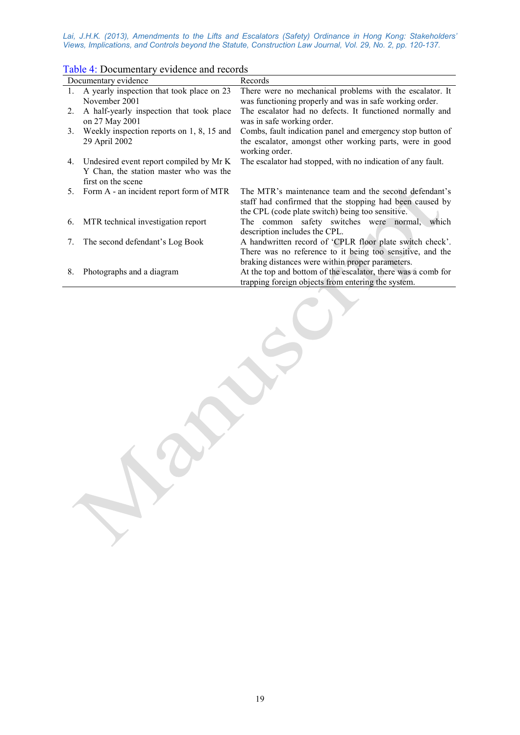Table 4: Documentary evidence and records

| Documentary evidence | Records |
|---|---|
| 1. A yearly inspection that took place on 23 November 2001 | There were no mechanical problems with the escalator. It was functioning properly and was in safe working order. |
| 2. A half-yearly inspection that took place on 27 May 2001 | The escalator had no defects. It functioned normally and was in safe working order. |
| 3. Weekly inspection reports on 1, 8, 15 and 29 April 2002 | Combs, fault indication panel and emergency stop button of the escalator, amongst other working parts, were in good working order. |
| 4. Undesired event report compiled by Mr K Y Chan, the station master who was the first on the scene | The escalator had stopped, with no indication of any fault. |
| 5. Form A - an incident report form of MTR | The MTR's maintenance team and the second defendant's staff had confirmed that the stopping had been caused by the CPL (code plate switch) being too sensitive. |
| 6. MTR technical investigation report | The common safety switches were normal, which description includes the CPL. |
| 7. The second defendant's Log Book | A handwritten record of 'CPLR floor plate switch check'. There was no reference to it being too sensitive, and the braking distances were within proper parameters. |
| 8. Photographs and a diagram | At the top and bottom of the escalator, there was a comb for trapping foreign objects from entering the system. |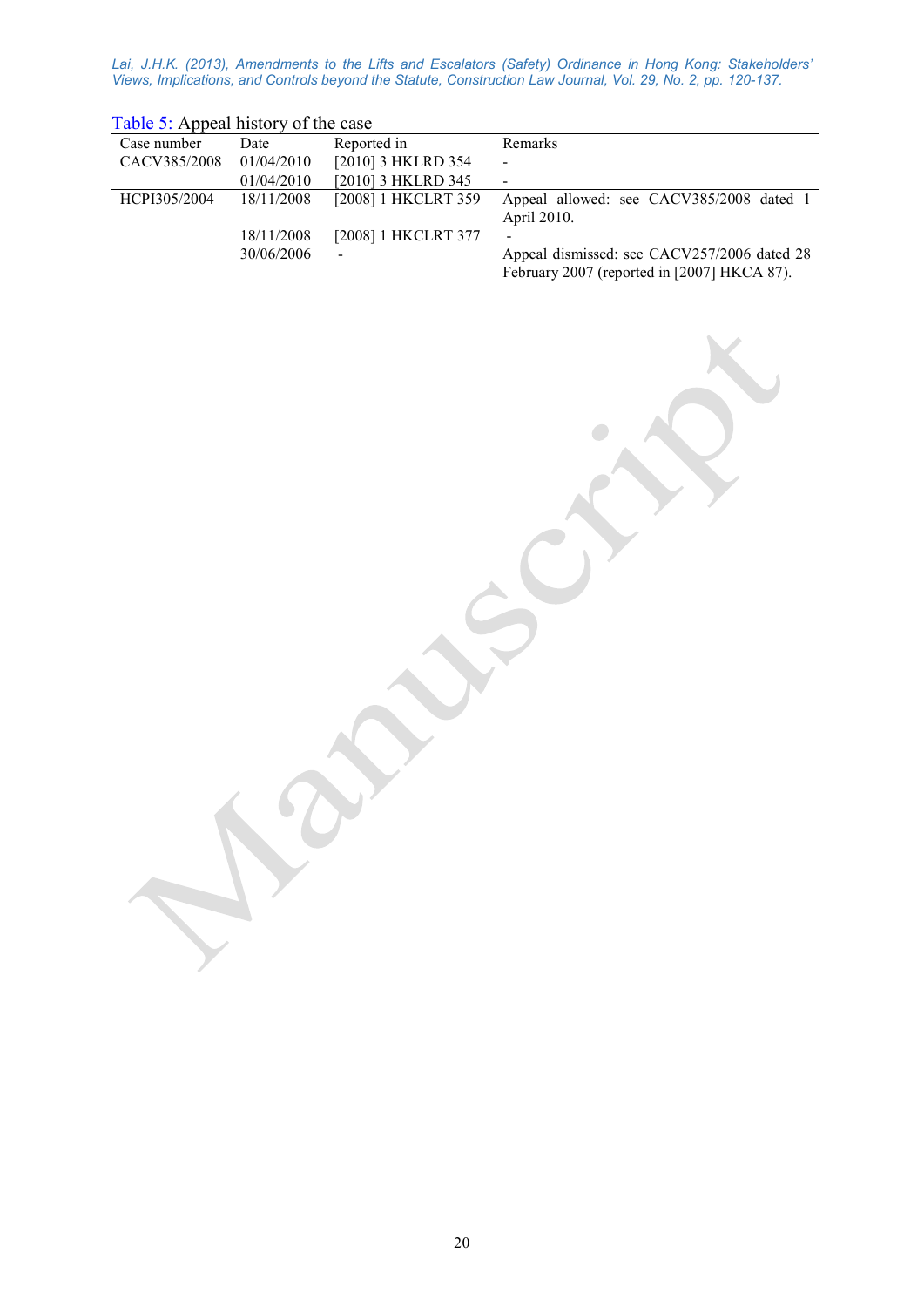Table 5: Appeal history of the case

| Case number | Date | Reported in | Remarks |
|---|---|---|---|
| CACV385/2008 | 01/04/2010 | [2010] 3 HKLRD 354 | - |
| | 01/04/2010 | [2010] 3 HKLRD 345 | - |
| HCPI305/2004 | 18/11/2008 | [2008] 1 HKCLRT 359 | Appeal allowed: see CACV385/2008 dated 1 April 2010. |
| | 18/11/2008 | [2008] 1 HKCLRT 377 | - |
| | 30/06/2006 | - | Appeal dismissed: see CACV257/2006 dated 28 February 2007 (reported in [2007] HKCA 87). |